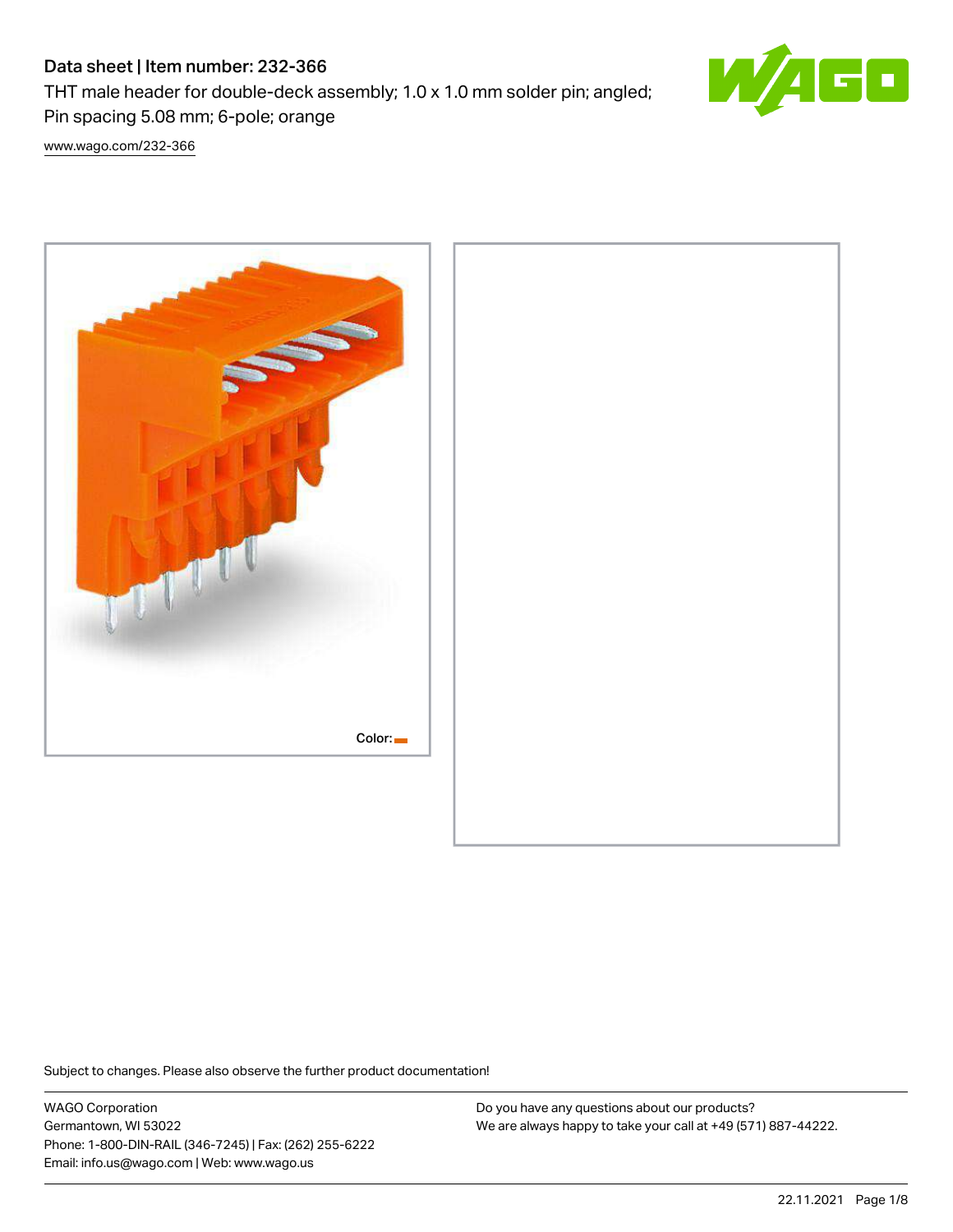# Data sheet | Item number: 232-366

THT male header for double-deck assembly; 1.0 x 1.0 mm solder pin; angled; Pin spacing 5.08 mm; 6-pole; orange

www.wago.com/232-366

Color:

Subject to changes. Please also observe the further product documentation!

WAGO Corporation
Germantown, WI 53022
Phone: 1-800-DIN-RAIL (346-7245) | Fax: (262) 255-6222
Email: info.us@wago.com | Web: www.wago.us

Do you have any questions about our products?
We are always happy to take your call at +49 (571) 887-44222.

22.11.2021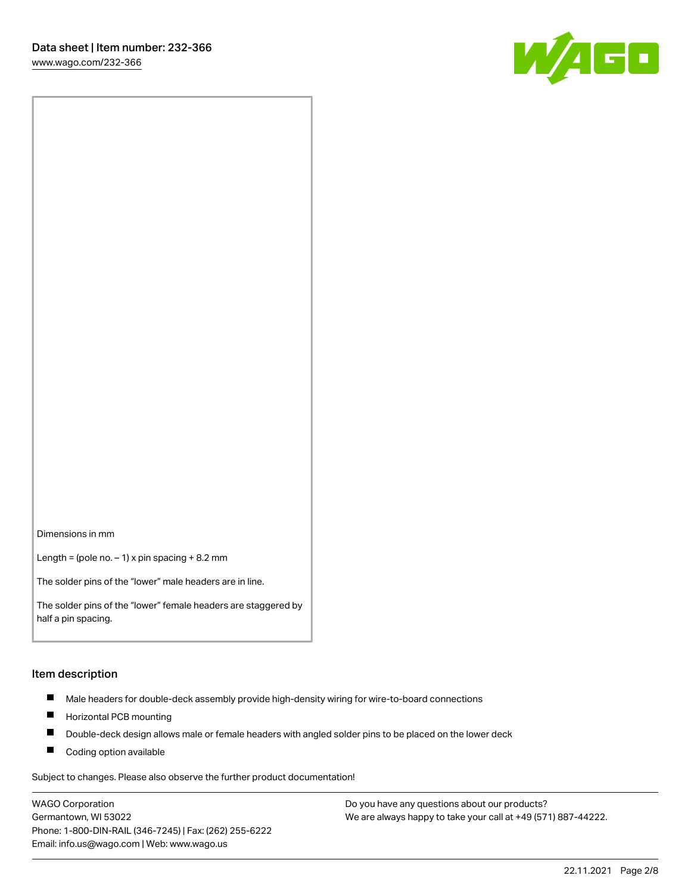Dimensions in mm

Length = (pole no. – 1) x pin spacing + 8.2 mm

The solder pins of the "lower" male headers are in line.

The solder pins of the "lower" female headers are staggered by half a pin spacing.

## Item description

- Male headers for double-deck assembly provide high-density wiring for wire-to-board connections
- Horizontal PCB mounting
- Double-deck design allows male or female headers with angled solder pins to be placed on the lower deck
- Coding option available

Subject to changes. Please also observe the further product documentation!

WAGO Corporation
Germantown, WI 53022
Phone: 1-800-DIN-RAIL (346-7245) | Fax: (262) 255-6222
Email: info.us@wago.com | Web: www.wago.us

Do you have any questions about our products?
We are always happy to take your call at +49 (571) 887-44222.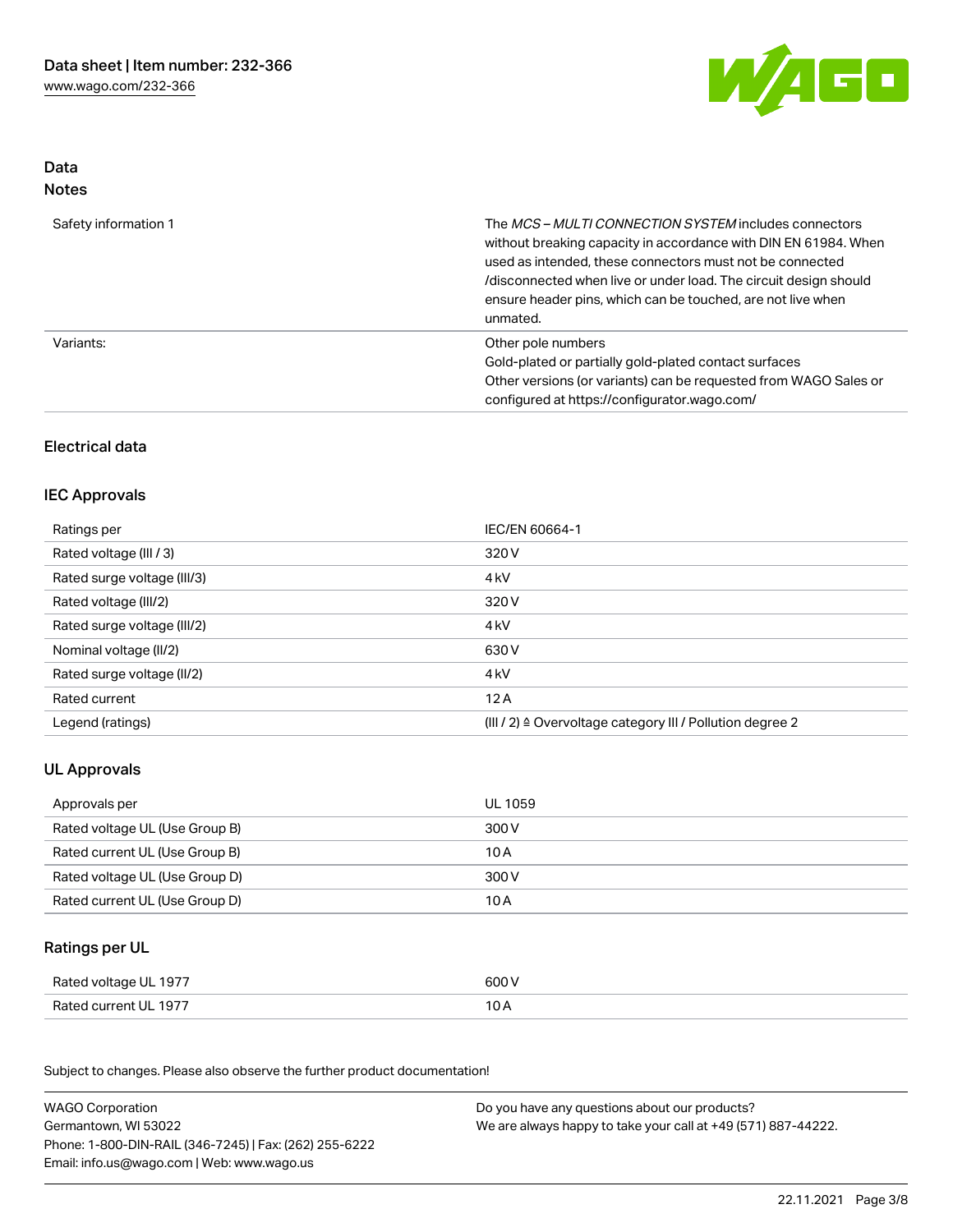## Data

### Notes

| | |
|---|---|
| Safety information 1 | The *MCS – MULTI CONNECTION SYSTEM* includes connectors without breaking capacity in accordance with DIN EN 61984. When used as intended, these connectors must not be connected /disconnected when live or under load. The circuit design should ensure header pins, which can be touched, are not live when unmated. |
| Variants: | Other pole numbers<br>Gold-plated or partially gold-plated contact surfaces<br>Other versions (or variants) can be requested from WAGO Sales or configured at https://configurator.wago.com/ |

## Electrical data

### IEC Approvals

| | |
|---|---|
| Ratings per | IEC/EN 60664-1 |
| Rated voltage (III / 3) | 320 V |
| Rated surge voltage (III/3) | 4 kV |
| Rated voltage (III/2) | 320 V |
| Rated surge voltage (III/2) | 4 kV |
| Nominal voltage (II/2) | 630 V |
| Rated surge voltage (II/2) | 4 kV |
| Rated current | 12 A |
| Legend (ratings) | (III / 2) ≙ Overvoltage category III / Pollution degree 2 |

### UL Approvals

| | |
|---|---|
| Approvals per | UL 1059 |
| Rated voltage UL (Use Group B) | 300 V |
| Rated current UL (Use Group B) | 10 A |
| Rated voltage UL (Use Group D) | 300 V |
| Rated current UL (Use Group D) | 10 A |

### Ratings per UL

| | |
|---|---|
| Rated voltage UL 1977 | 600 V |
| Rated current UL 1977 | 10 A |

Subject to changes. Please also observe the further product documentation!

WAGO Corporation
Germantown, WI 53022
Phone: 1-800-DIN-RAIL (346-7245) | Fax: (262) 255-6222
Email: info.us@wago.com | Web: www.wago.us

Do you have any questions about our products?
We are always happy to take your call at +49 (571) 887-44222.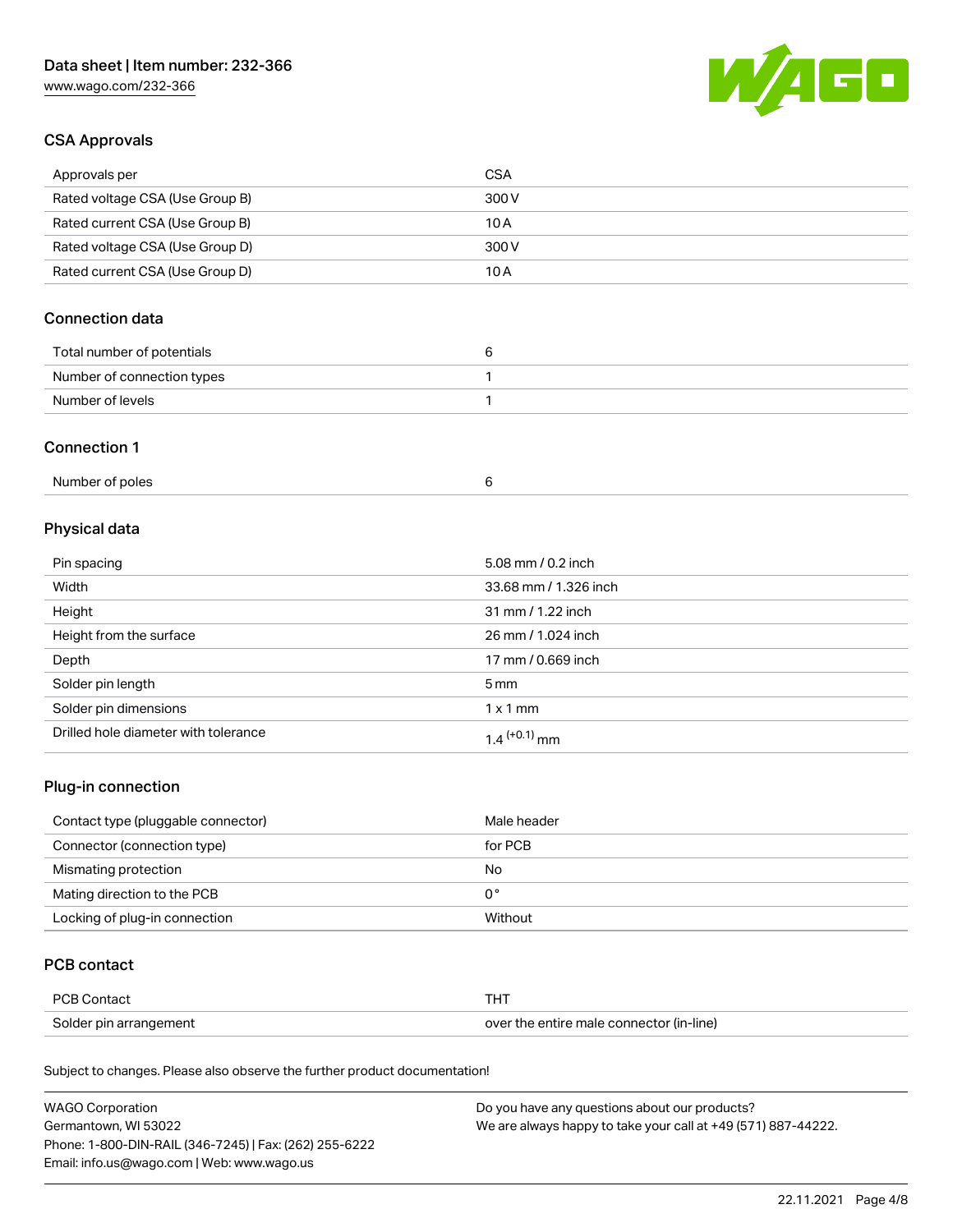## CSA Approvals

| Approvals per | CSA |
| --- | --- |
| Rated voltage CSA (Use Group B) | 300 V |
| Rated current CSA (Use Group B) | 10 A |
| Rated voltage CSA (Use Group D) | 300 V |
| Rated current CSA (Use Group D) | 10 A |

## Connection data

| Total number of potentials | 6 |
| --- | --- |
| Number of connection types | 1 |
| Number of levels | 1 |

## Connection 1

| Number of poles | 6 |
| --- | --- |

## Physical data

| Pin spacing | 5.08 mm / 0.2 inch |
| --- | --- |
| Width | 33.68 mm / 1.326 inch |
| Height | 31 mm / 1.22 inch |
| Height from the surface | 26 mm / 1.024 inch |
| Depth | 17 mm / 0.669 inch |
| Solder pin length | 5 mm |
| Solder pin dimensions | 1 x 1 mm |
| Drilled hole diameter with tolerance | $1.4^{(+0.1)}$ mm |

## Plug-in connection

| Contact type (pluggable connector) | Male header |
| --- | --- |
| Connector (connection type) | for PCB |
| Mismating protection | No |
| Mating direction to the PCB | 0° |
| Locking of plug-in connection | Without |

## PCB contact

| PCB Contact | THT |
| --- | --- |
| Solder pin arrangement | over the entire male connector (in-line) |

Subject to changes. Please also observe the further product documentation!

WAGO Corporation
Germantown, WI 53022
Phone: 1-800-DIN-RAIL (346-7245) | Fax: (262) 255-6222
Email: info.us@wago.com | Web: www.wago.us

Do you have any questions about our products?
We are always happy to take your call at +49 (571) 887-44222.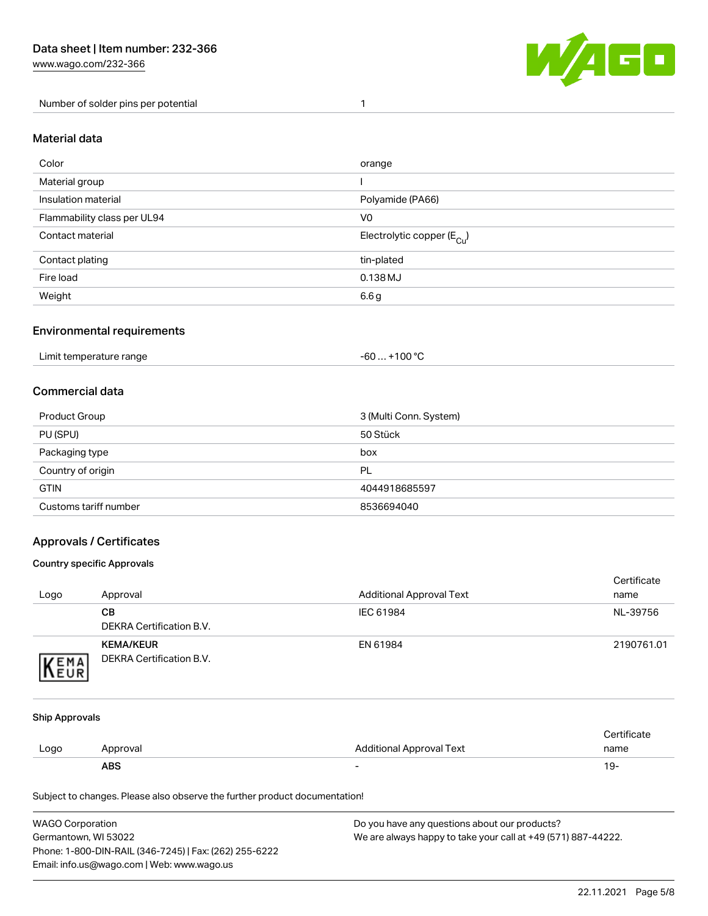| Number of solder pins per potential | 1 |
| --- | --- |

## Material data

| Color | orange |
| --- | --- |
| Material group | I |
| Insulation material | Polyamide (PA66) |
| Flammability class per UL94 | V0 |
| Contact material | Electrolytic copper ($E_{Cu}$) |
| Contact plating | tin-plated |
| Fire load | 0.138 MJ |
| Weight | 6.6 g |

## Environmental requirements

| Limit temperature range | -60 … +100 °C |
| --- | --- |

## Commercial data

| Product Group | 3 (Multi Conn. System) |
| --- | --- |
| PU (SPU) | 50 Stück |
| Packaging type | box |
| Country of origin | PL |
| GTIN | 4044918685597 |
| Customs tariff number | 8536694040 |

## Approvals / Certificates

### Country specific Approvals

| Logo | Approval | Additional Approval Text | Certificate name |
| --- | --- | --- | --- |
| | **CB** DEKRA Certification B.V. | IEC 61984 | NL-39756 |
| KEMA EUR | **KEMA/KEUR** DEKRA Certification B.V. | EN 61984 | 2190761.01 |

### Ship Approvals

| Logo | Approval | Additional Approval Text | Certificate name |
| --- | --- | --- | --- |
| | **ABS** | - | 19- |

Subject to changes. Please also observe the further product documentation!

WAGO Corporation
Germantown, WI 53022
Phone: 1-800-DIN-RAIL (346-7245) | Fax: (262) 255-6222
Email: info.us@wago.com | Web: www.wago.us

Do you have any questions about our products?
We are always happy to take your call at +49 (571) 887-44222.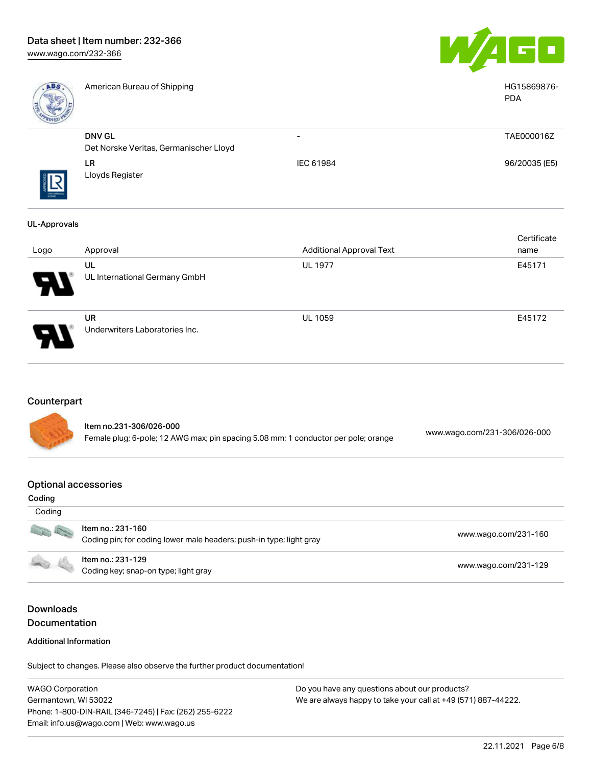| | Approval | Additional Approval Text | Certificate name |
|---|---|---|---|
| | American Bureau of Shipping | | HG15869876-PDA |
| | DNV GL<br>Det Norske Veritas, Germanischer Lloyd | - | TAE000016Z |
| | LR<br>Lloyds Register | IEC 61984 | 96/20035 (E5) |

**UL-Approvals**

| Logo | Approval | Additional Approval Text | Certificate name |
|---|---|---|---|
| | UL<br>UL International Germany GmbH | UL 1977 | E45171 |
| | UR<br>Underwriters Laboratories Inc. | UL 1059 | E45172 |

## Counterpart

| | | |
|---|---|---|
| | Item no.231-306/026-000<br>Female plug; 6-pole; 12 AWG max; pin spacing 5.08 mm; 1 conductor per pole; orange | www.wago.com/231-306/026-000 |

## Optional accessories

**Coding**

| Coding | | |
|---|---|---|
| | Item no.: 231-160<br>Coding pin; for coding lower male headers; push-in type; light gray | www.wago.com/231-160 |
| | Item no.: 231-129<br>Coding key; snap-on type; light gray | www.wago.com/231-129 |

## Downloads
## Documentation

**Additional Information**

Subject to changes. Please also observe the further product documentation!

WAGO Corporation
Germantown, WI 53022
Phone: 1-800-DIN-RAIL (346-7245) | Fax: (262) 255-6222
Email: info.us@wago.com | Web: www.wago.us

Do you have any questions about our products?
We are always happy to take your call at +49 (571) 887-44222.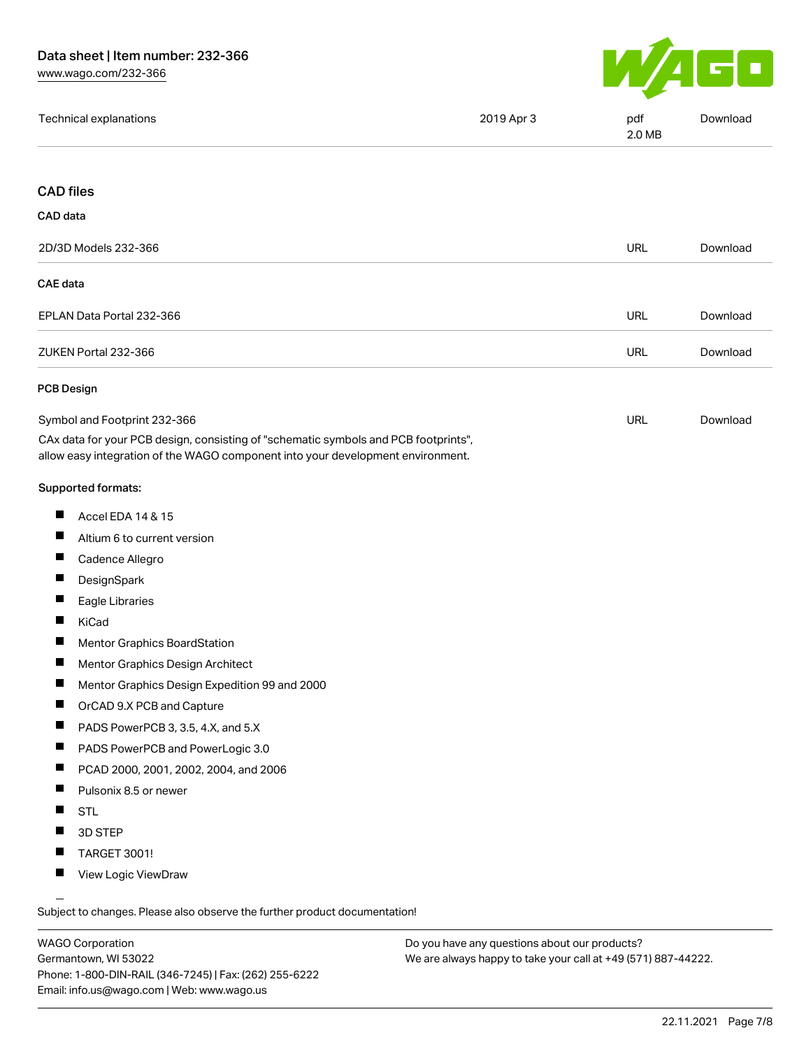| | | | |
|---|---|---|---|
| Technical explanations | 2019 Apr 3 | pdf 2.0 MB | Download |

## CAD files

### CAD data

| | | |
|---|---|---|
| 2D/3D Models 232-366 | URL | Download |

### CAE data

| | | |
|---|---|---|
| EPLAN Data Portal 232-366 | URL | Download |
| ZUKEN Portal 232-366 | URL | Download |

### PCB Design

| | | |
|---|---|---|
| Symbol and Footprint 232-366 | URL | Download |

CAx data for your PCB design, consisting of "schematic symbols and PCB footprints", allow easy integration of the WAGO component into your development environment.

Supported formats:

- Accel EDA 14 & 15
- Altium 6 to current version
- Cadence Allegro
- DesignSpark
- Eagle Libraries
- KiCad
- Mentor Graphics BoardStation
- Mentor Graphics Design Architect
- Mentor Graphics Design Expedition 99 and 2000
- OrCAD 9.X PCB and Capture
- PADS PowerPCB 3, 3.5, 4.X, and 5.X
- PADS PowerPCB and PowerLogic 3.0
- PCAD 2000, 2001, 2002, 2004, and 2006
- Pulsonix 8.5 or newer
- STL
- 3D STEP
- TARGET 3001!
- View Logic ViewDraw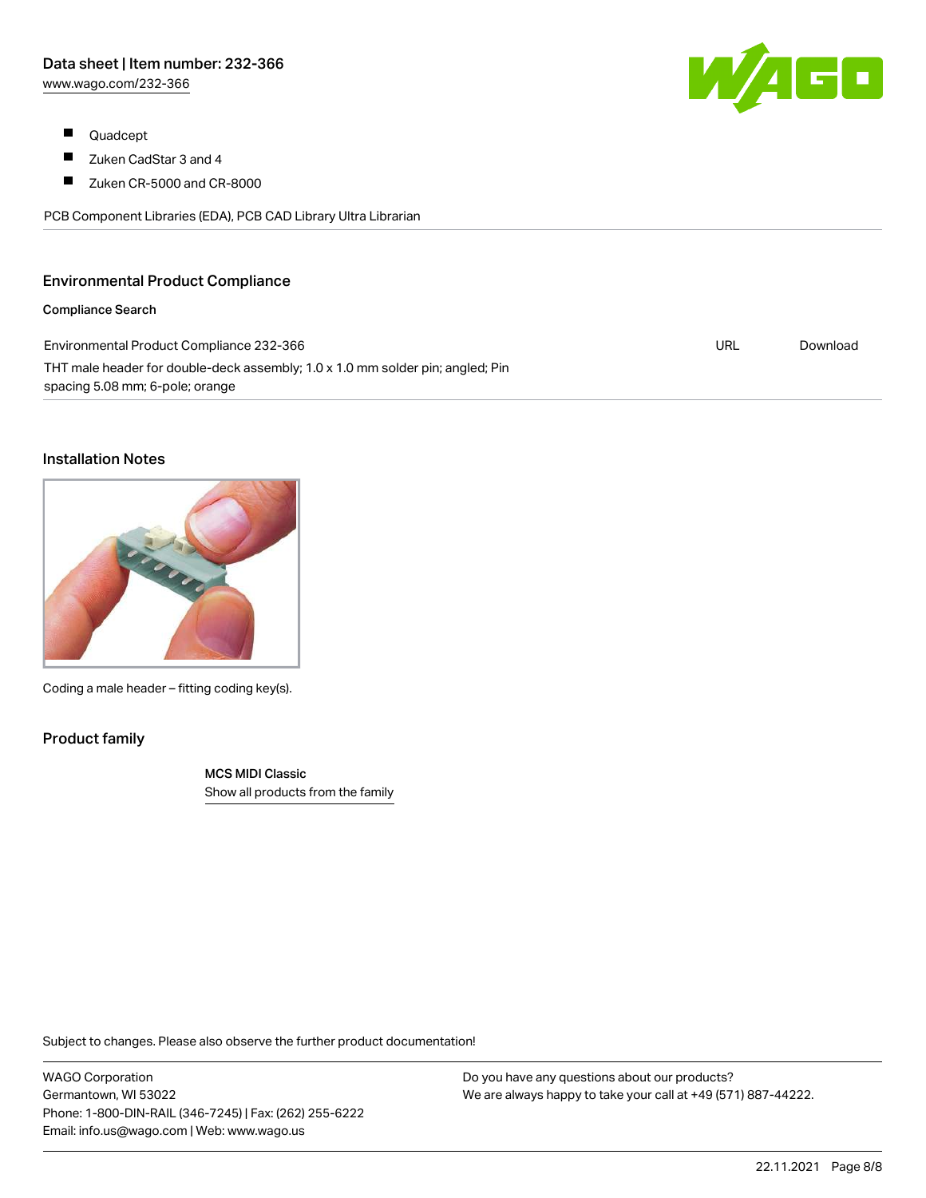- Quadcept
- Zuken CadStar 3 and 4
- Zuken CR-5000 and CR-8000

PCB Component Libraries (EDA), PCB CAD Library Ultra Librarian

## Environmental Product Compliance

### Compliance Search

| | | |
|---|---|---|
| Environmental Product Compliance 232-366<br>THT male header for double-deck assembly; 1.0 x 1.0 mm solder pin; angled; Pin spacing 5.08 mm; 6-pole; orange | URL | Download |

## Installation Notes

Coding a male header – fitting coding key(s).

## Product family

MCS MIDI Classic
Show all products from the family

Subject to changes. Please also observe the further product documentation!

WAGO Corporation
Germantown, WI 53022
Phone: 1-800-DIN-RAIL (346-7245) | Fax: (262) 255-6222
Email: info.us@wago.com | Web: www.wago.us

Do you have any questions about our products?
We are always happy to take your call at +49 (571) 887-44222.

22.11.2021